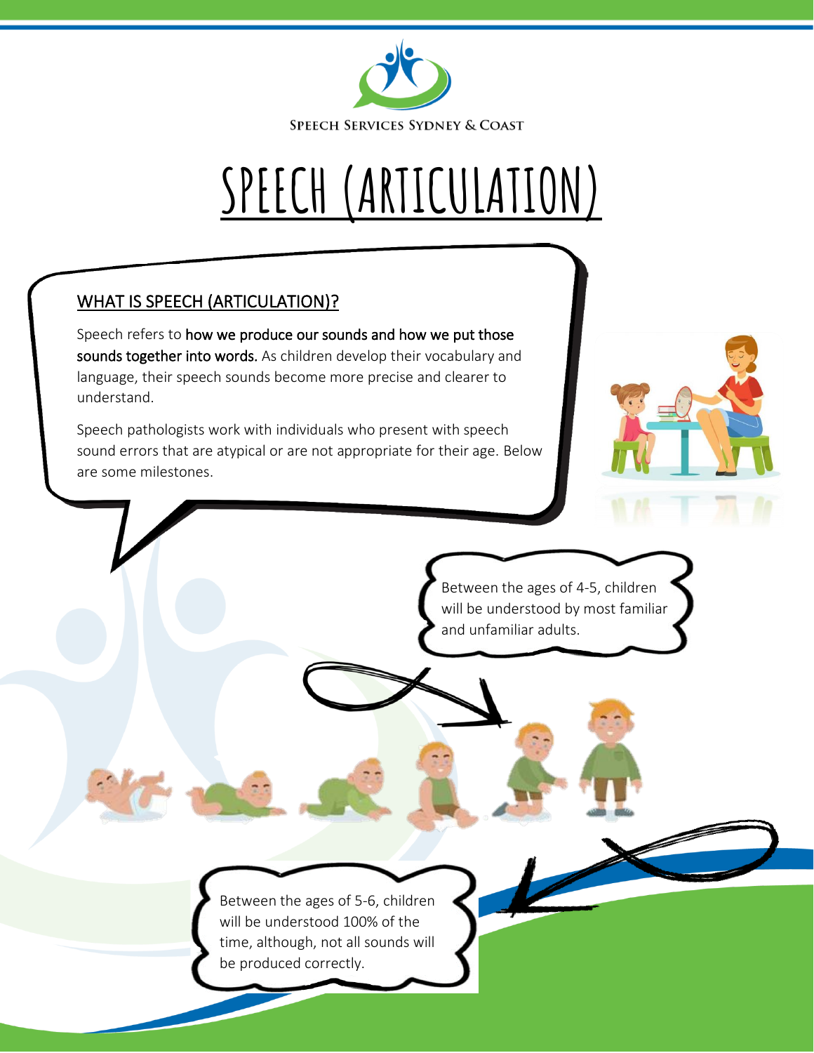Speech Services Sydney & Coast

# SPEECH (ARTICULATION)

## WHAT IS SPEECH (ARTICULATION)?

Speech refers to **how we produce our sounds and how we put those sounds together into words.** As children develop their vocabulary and language, their speech sounds become more precise and clearer to understand.

Speech pathologists work with individuals who present with speech sound errors that are atypical or are not appropriate for their age. Below are some milestones.

Between the ages of 4-5, children will be understood by most familiar and unfamiliar adults.

Between the ages of 5-6, children will be understood 100% of the time, although, not all sounds will be produced correctly.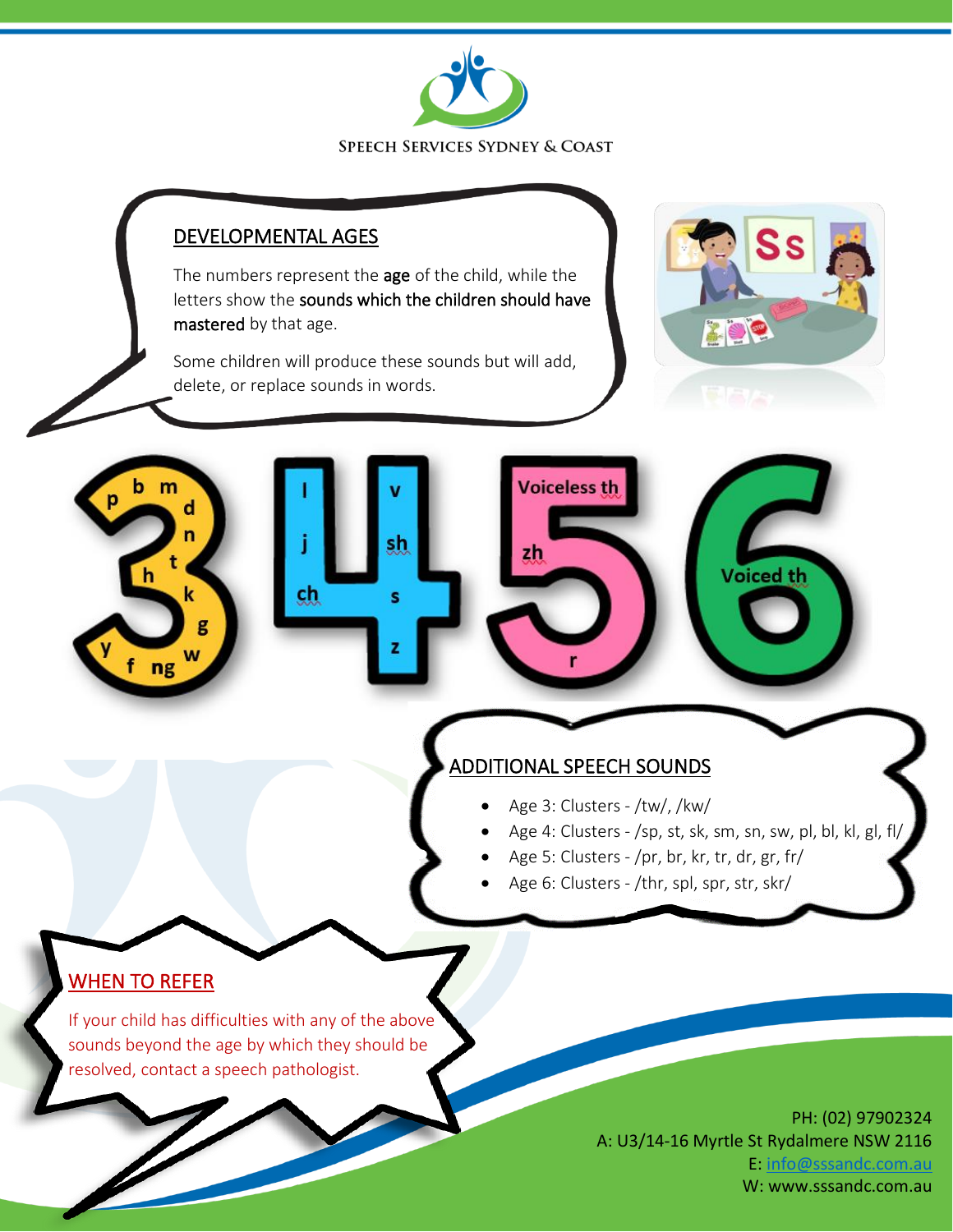SPEECH SERVICES SYDNEY & COAST

## DEVELOPMENTAL AGES

The numbers represent the **age** of the child, while the letters show the **sounds which the children should have mastered** by that age.

Some children will produce these sounds but will add, delete, or replace sounds in words.

3: p b m d n t h k g y f ng w

4: l j ch v sh s z

5: Voiceless th zh r

6: Voiced th

## ADDITIONAL SPEECH SOUNDS

- Age 3: Clusters - /tw/, /kw/
- Age 4: Clusters - /sp, st, sk, sm, sn, sw, pl, bl, kl, gl, fl/
- Age 5: Clusters - /pr, br, kr, tr, dr, gr, fr/
- Age 6: Clusters - /thr, spl, spr, str, skr/

## WHEN TO REFER

If your child has difficulties with any of the above sounds beyond the age by which they should be resolved, contact a speech pathologist.

PH: (02) 97902324
A: U3/14-16 Myrtle St Rydalmere NSW 2116
E: info@sssandc.com.au
W: www.sssandc.com.au